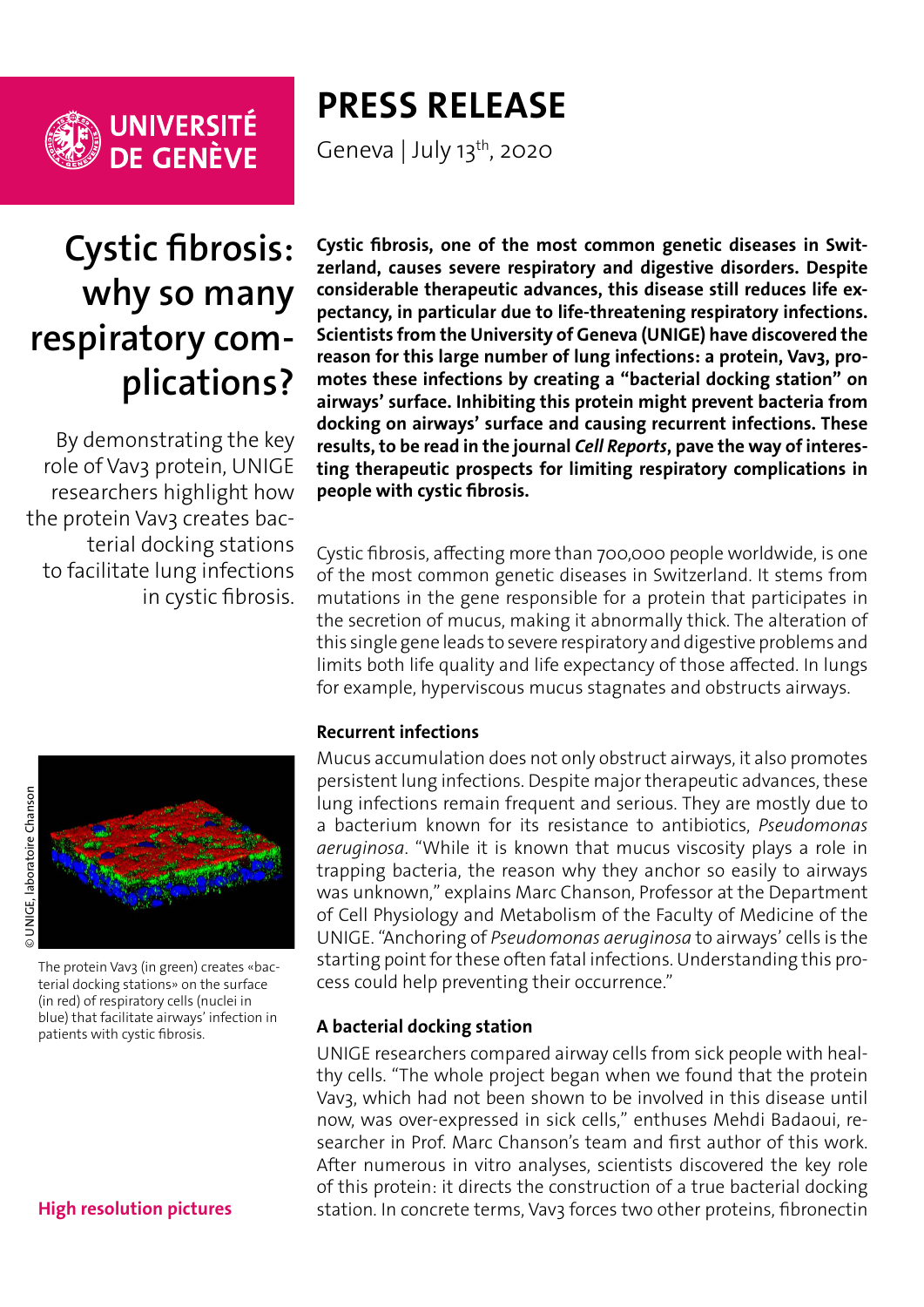UNIVERSITÉ DE GENÈVE

# PRESS RELEASE

Geneva | July 13th, 2020

## Cystic fibrosis: why so many respiratory complications?

By demonstrating the key role of Vav3 protein, UNIGE researchers highlight how the protein Vav3 creates bacterial docking stations to facilitate lung infections in cystic fibrosis.

**Cystic fibrosis, one of the most common genetic diseases in Switzerland, causes severe respiratory and digestive disorders. Despite considerable therapeutic advances, this disease still reduces life expectancy, in particular due to life-threatening respiratory infections. Scientists from the University of Geneva (UNIGE) have discovered the reason for this large number of lung infections: a protein, Vav3, promotes these infections by creating a "bacterial docking station" on airways' surface. Inhibiting this protein might prevent bacteria from docking on airways' surface and causing recurrent infections. These results, to be read in the journal *Cell Reports*, pave the way of interesting therapeutic prospects for limiting respiratory complications in people with cystic fibrosis.**

Cystic fibrosis, affecting more than 700,000 people worldwide, is one of the most common genetic diseases in Switzerland. It stems from mutations in the gene responsible for a protein that participates in the secretion of mucus, making it abnormally thick. The alteration of this single gene leads to severe respiratory and digestive problems and limits both life quality and life expectancy of those affected. In lungs for example, hyperviscous mucus stagnates and obstructs airways.

© UNIGE, laboratoire Chanson

The protein Vav3 (in green) creates «bacterial docking stations» on the surface (in red) of respiratory cells (nuclei in blue) that facilitate airways' infection in patients with cystic fibrosis.

### Recurrent infections

Mucus accumulation does not only obstruct airways, it also promotes persistent lung infections. Despite major therapeutic advances, these lung infections remain frequent and serious. They are mostly due to a bacterium known for its resistance to antibiotics, *Pseudomonas aeruginosa*. "While it is known that mucus viscosity plays a role in trapping bacteria, the reason why they anchor so easily to airways was unknown," explains Marc Chanson, Professor at the Department of Cell Physiology and Metabolism of the Faculty of Medicine of the UNIGE. "Anchoring of *Pseudomonas aeruginosa* to airways' cells is the starting point for these often fatal infections. Understanding this process could help preventing their occurrence."

### A bacterial docking station

UNIGE researchers compared airway cells from sick people with healthy cells. "The whole project began when we found that the protein Vav3, which had not been shown to be involved in this disease until now, was over-expressed in sick cells," enthuses Mehdi Badaoui, researcher in Prof. Marc Chanson's team and first author of this work. After numerous in vitro analyses, scientists discovered the key role of this protein: it directs the construction of a true bacterial docking station. In concrete terms, Vav3 forces two other proteins, fibronectin

**High resolution pictures**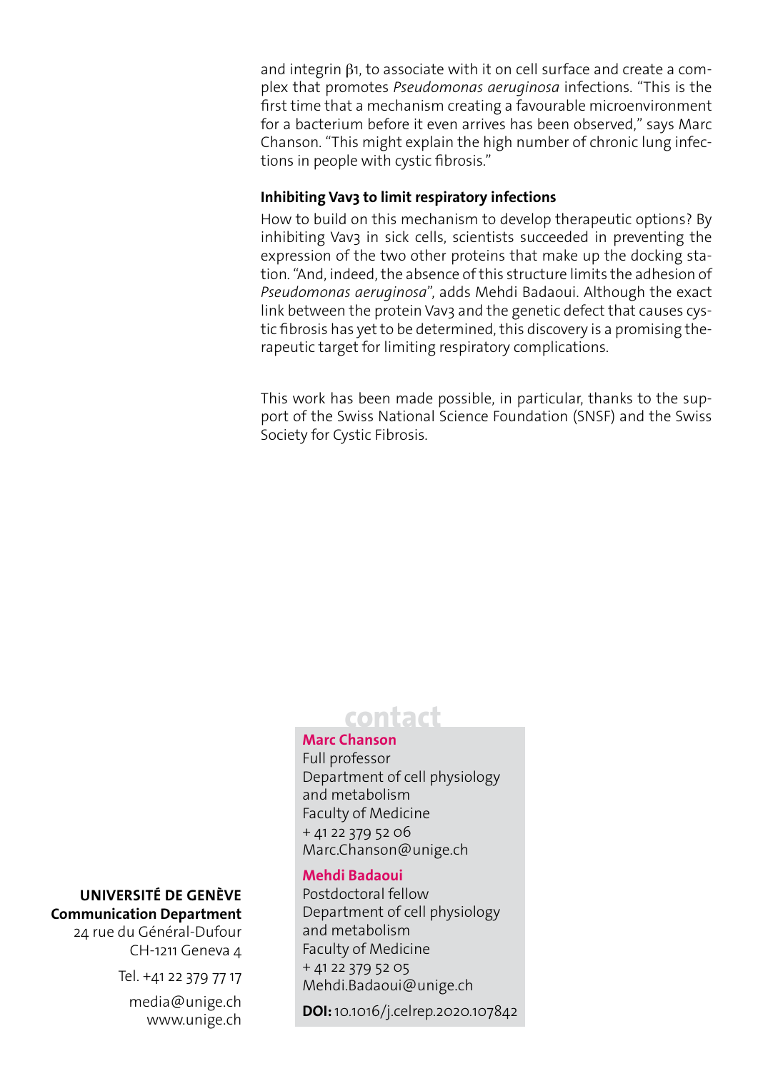and integrin $\beta 1$, to associate with it on cell surface and create a complex that promotes *Pseudomonas aeruginosa* infections. "This is the first time that a mechanism creating a favourable microenvironment for a bacterium before it even arrives has been observed," says Marc Chanson. "This might explain the high number of chronic lung infections in people with cystic fibrosis."

**Inhibiting Vav3 to limit respiratory infections**

How to build on this mechanism to develop therapeutic options? By inhibiting Vav3 in sick cells, scientists succeeded in preventing the expression of the two other proteins that make up the docking station. "And, indeed, the absence of this structure limits the adhesion of *Pseudomonas aeruginosa*", adds Mehdi Badaoui. Although the exact link between the protein Vav3 and the genetic defect that causes cystic fibrosis has yet to be determined, this discovery is a promising therapeutic target for limiting respiratory complications.

This work has been made possible, in particular, thanks to the support of the Swiss National Science Foundation (SNSF) and the Swiss Society for Cystic Fibrosis.

## contact

**Marc Chanson**
Full professor
Department of cell physiology and metabolism
Faculty of Medicine
+ 41 22 379 52 06
Marc.Chanson@unige.ch

**Mehdi Badaoui**
Postdoctoral fellow
Department of cell physiology and metabolism
Faculty of Medicine
+ 41 22 379 52 05
Mehdi.Badaoui@unige.ch

**DOI:** 10.1016/j.celrep.2020.107842

**UNIVERSITÉ DE GENÈVE**
**Communication Department**
24 rue du Général-Dufour
CH-1211 Geneva 4

Tel. +41 22 379 77 17

media@unige.ch
www.unige.ch